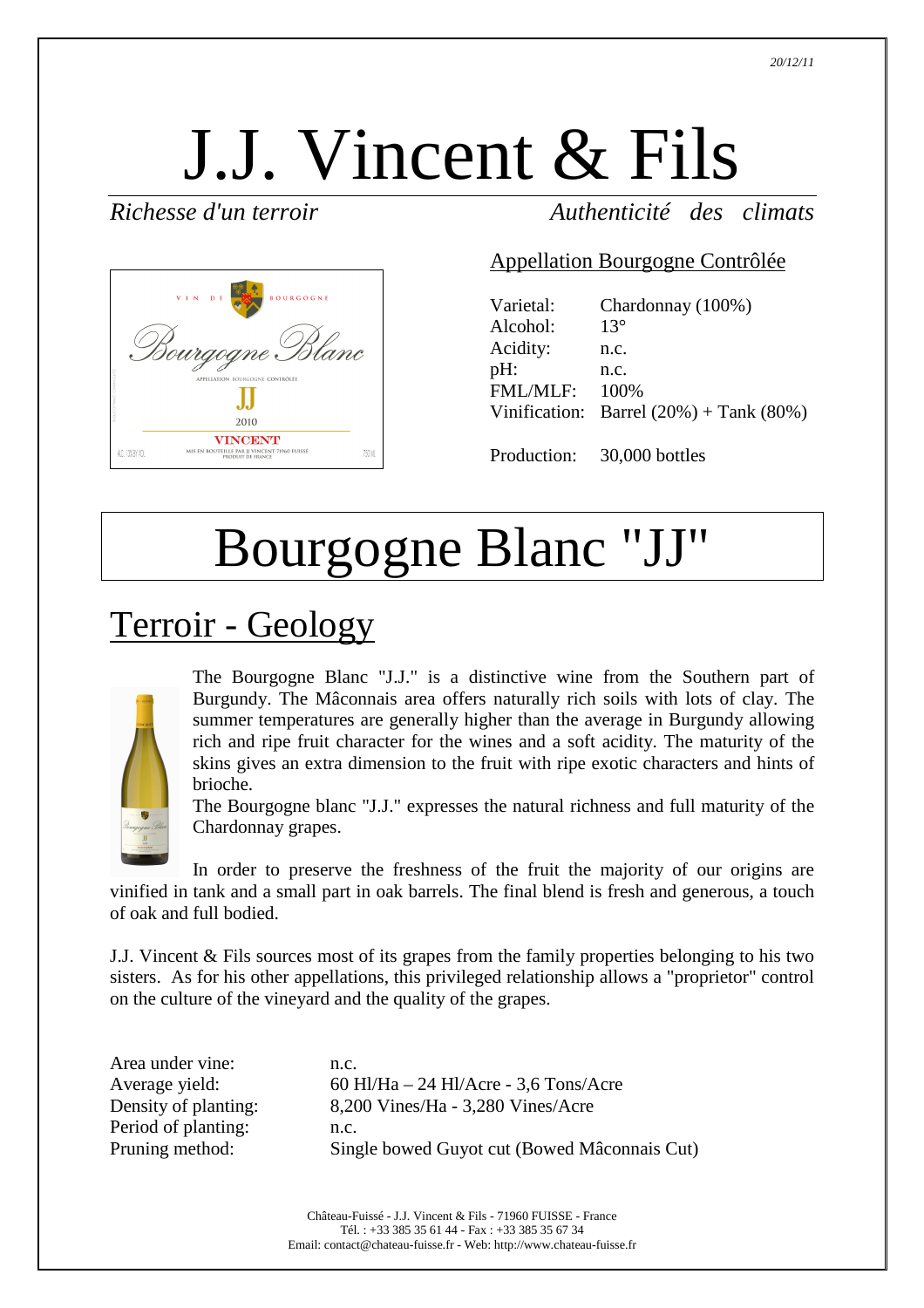20/12/11

# J.J. Vincent & Fils

*Richesse d'un terroir* *Authenticité des climats*

Appellation Bourgogne Contrôlée

| | |
|---|---|
| Varietal: | Chardonnay (100%) |
| Alcohol: | 13° |
| Acidity: | n.c. |
| pH: | n.c. |
| FML/MLF: | 100% |
| Vinification: | Barrel (20%) + Tank (80%) |
| Production: | 30,000 bottles |

# Bourgogne Blanc "JJ"

## Terroir - Geology

The Bourgogne Blanc "J.J." is a distinctive wine from the Southern part of Burgundy. The Mâconnais area offers naturally rich soils with lots of clay. The summer temperatures are generally higher than the average in Burgundy allowing rich and ripe fruit character for the wines and a soft acidity. The maturity of the skins gives an extra dimension to the fruit with ripe exotic characters and hints of brioche.

The Bourgogne blanc "J.J." expresses the natural richness and full maturity of the Chardonnay grapes.

In order to preserve the freshness of the fruit the majority of our origins are vinified in tank and a small part in oak barrels. The final blend is fresh and generous, a touch of oak and full bodied.

J.J. Vincent & Fils sources most of its grapes from the family properties belonging to his two sisters. As for his other appellations, this privileged relationship allows a "proprietor" control on the culture of the vineyard and the quality of the grapes.

| | |
|---|---|
| Area under vine: | n.c. |
| Average yield: | 60 Hl/Ha – 24 Hl/Acre - 3,6 Tons/Acre |
| Density of planting: | 8,200 Vines/Ha - 3,280 Vines/Acre |
| Period of planting: | n.c. |
| Pruning method: | Single bowed Guyot cut (Bowed Mâconnais Cut) |

Château-Fuissé - J.J. Vincent & Fils - 71960 FUISSE - France
Tél. : +33 385 35 61 44 - Fax : +33 385 35 67 34
Email: contact@chateau-fuisse.fr - Web: http://www.chateau-fuisse.fr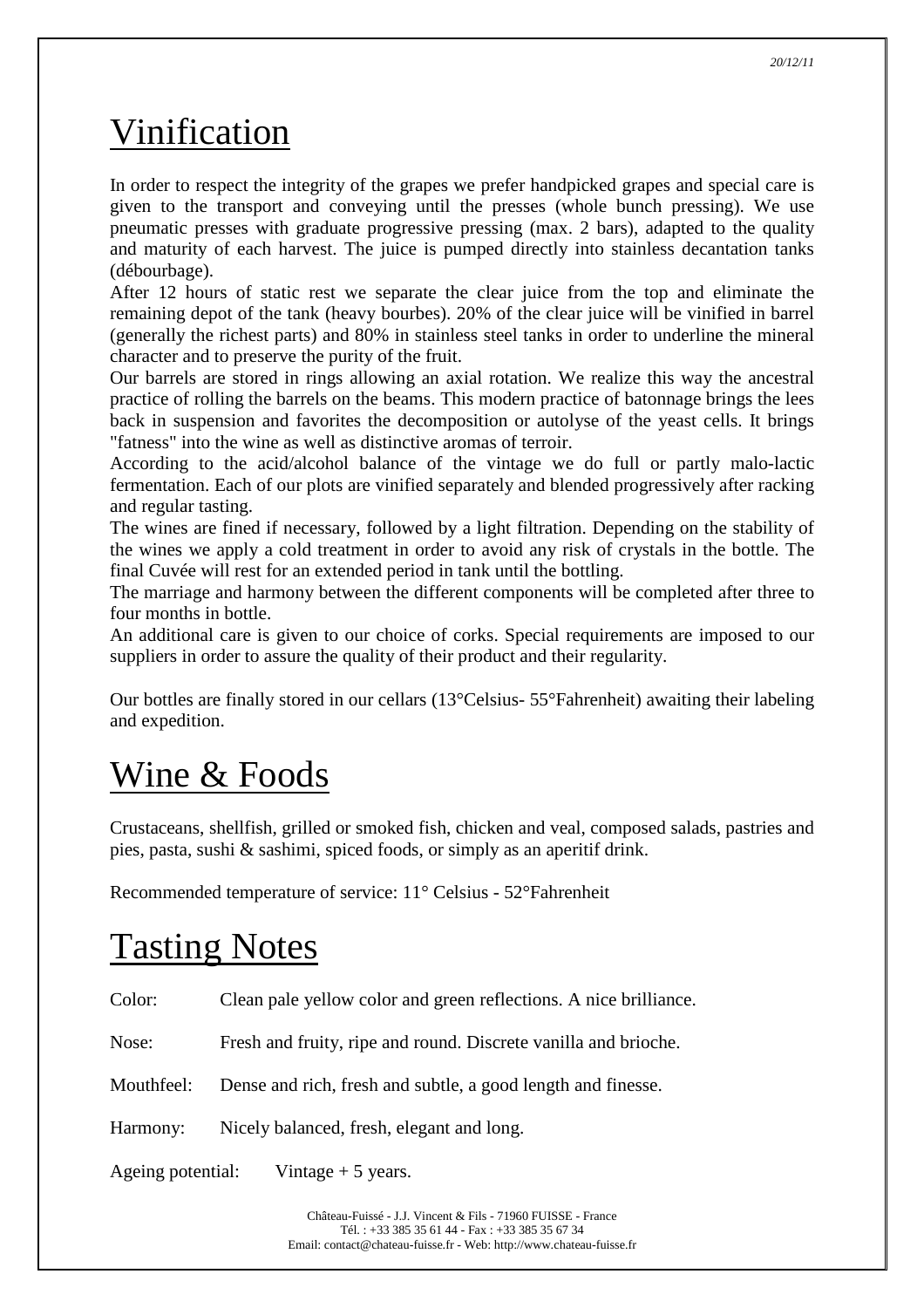# Vinification

In order to respect the integrity of the grapes we prefer handpicked grapes and special care is given to the transport and conveying until the presses (whole bunch pressing). We use pneumatic presses with graduate progressive pressing (max. 2 bars), adapted to the quality and maturity of each harvest. The juice is pumped directly into stainless decantation tanks (débourbage).

After 12 hours of static rest we separate the clear juice from the top and eliminate the remaining depot of the tank (heavy bourbes). 20% of the clear juice will be vinified in barrel (generally the richest parts) and 80% in stainless steel tanks in order to underline the mineral character and to preserve the purity of the fruit.

Our barrels are stored in rings allowing an axial rotation. We realize this way the ancestral practice of rolling the barrels on the beams. This modern practice of batonnage brings the lees back in suspension and favorites the decomposition or autolyse of the yeast cells. It brings "fatness" into the wine as well as distinctive aromas of terroir.

According to the acid/alcohol balance of the vintage we do full or partly malo-lactic fermentation. Each of our plots are vinified separately and blended progressively after racking and regular tasting.

The wines are fined if necessary, followed by a light filtration. Depending on the stability of the wines we apply a cold treatment in order to avoid any risk of crystals in the bottle. The final Cuvée will rest for an extended period in tank until the bottling.

The marriage and harmony between the different components will be completed after three to four months in bottle.

An additional care is given to our choice of corks. Special requirements are imposed to our suppliers in order to assure the quality of their product and their regularity.

Our bottles are finally stored in our cellars (13°Celsius- 55°Fahrenheit) awaiting their labeling and expedition.

# Wine & Foods

Crustaceans, shellfish, grilled or smoked fish, chicken and veal, composed salads, pastries and pies, pasta, sushi & sashimi, spiced foods, or simply as an aperitif drink.

Recommended temperature of service: 11° Celsius - 52°Fahrenheit

# Tasting Notes

Color: Clean pale yellow color and green reflections. A nice brilliance.

Nose: Fresh and fruity, ripe and round. Discrete vanilla and brioche.

Mouthfeel: Dense and rich, fresh and subtle, a good length and finesse.

Harmony: Nicely balanced, fresh, elegant and long.

Ageing potential: Vintage + 5 years.